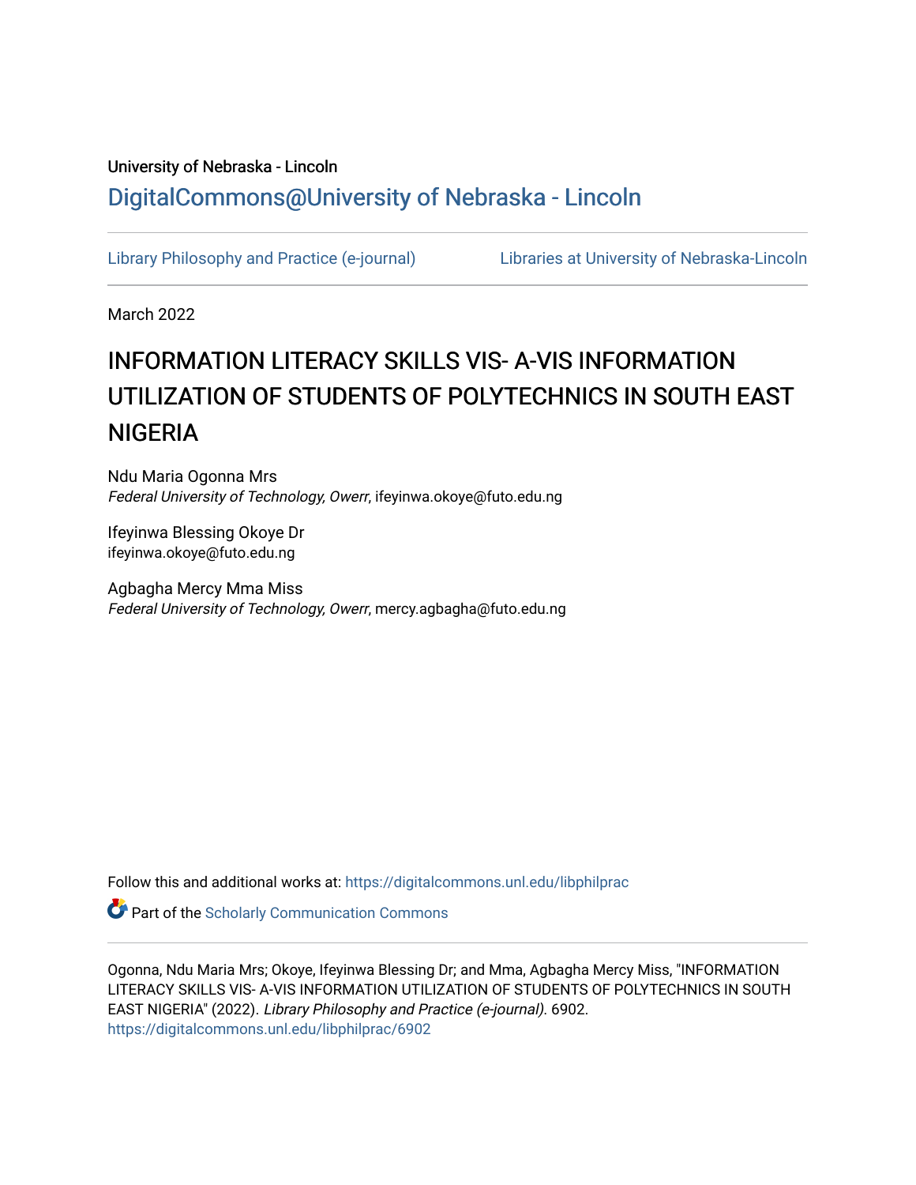University of Nebraska - Lincoln

# DigitalCommons@University of Nebraska - Lincoln

Library Philosophy and Practice (e-journal) | Libraries at University of Nebraska-Lincoln

March 2022

## INFORMATION LITERACY SKILLS VIS- A-VIS INFORMATION UTILIZATION OF STUDENTS OF POLYTECHNICS IN SOUTH EAST NIGERIA

Ndu Maria Ogonna Mrs
*Federal University of Technology, Owerr*, ifeyinwa.okoye@futo.edu.ng

Ifeyinwa Blessing Okoye Dr
ifeyinwa.okoye@futo.edu.ng

Agbagha Mercy Mma Miss
*Federal University of Technology, Owerr*, mercy.agbagha@futo.edu.ng

Follow this and additional works at: https://digitalcommons.unl.edu/libphilprac

Part of the Scholarly Communication Commons

Ogonna, Ndu Maria Mrs; Okoye, Ifeyinwa Blessing Dr; and Mma, Agbagha Mercy Miss, "INFORMATION LITERACY SKILLS VIS- A-VIS INFORMATION UTILIZATION OF STUDENTS OF POLYTECHNICS IN SOUTH EAST NIGERIA" (2022). *Library Philosophy and Practice (e-journal)*. 6902.
https://digitalcommons.unl.edu/libphilprac/6902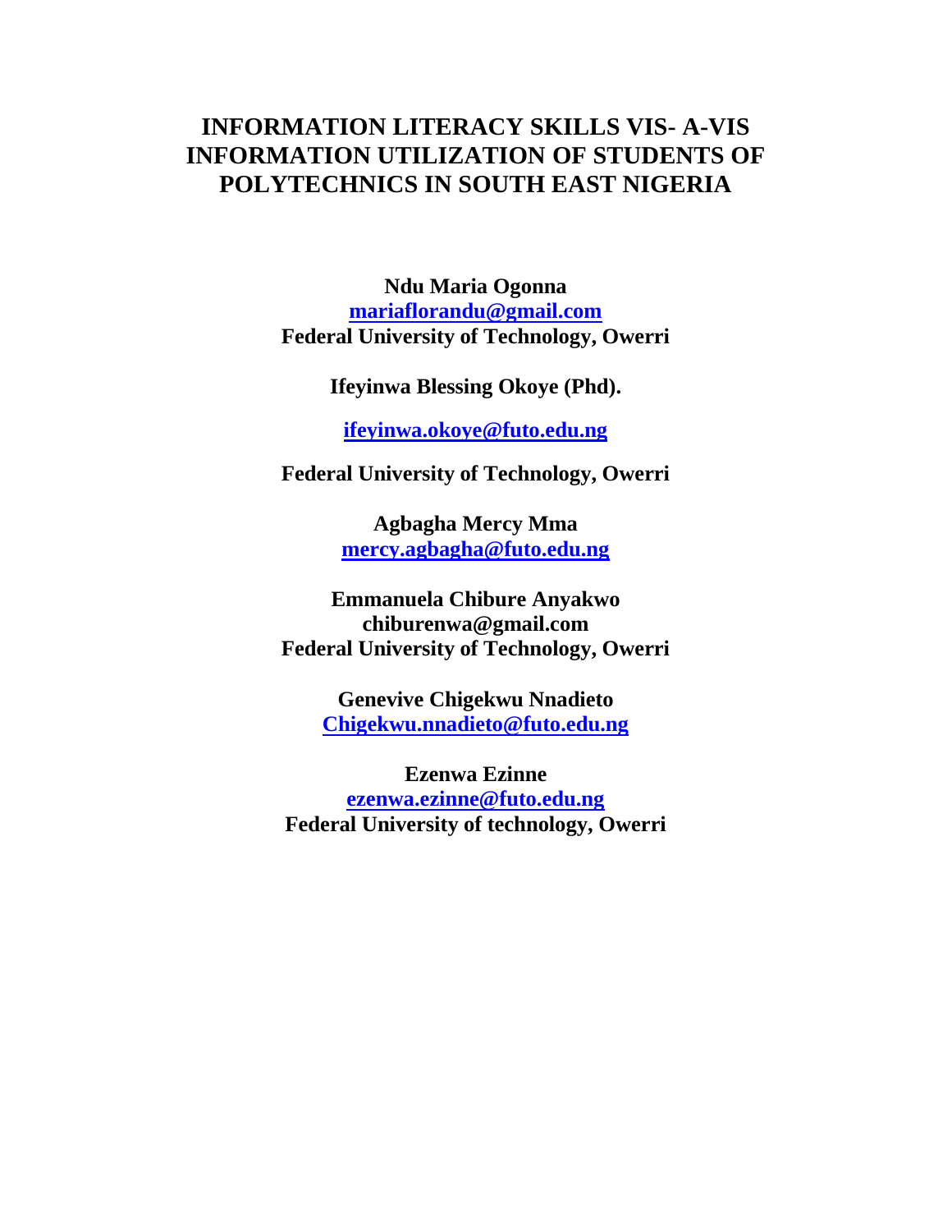# INFORMATION LITERACY SKILLS VIS- A-VIS INFORMATION UTILIZATION OF STUDENTS OF POLYTECHNICS IN SOUTH EAST NIGERIA

**Ndu Maria Ogonna**
**mariaflorandu@gmail.com**
**Federal University of Technology, Owerri**

**Ifeyinwa Blessing Okoye (Phd).**

**ifeyinwa.okoye@futo.edu.ng**

**Federal University of Technology, Owerri**

**Agbagha Mercy Mma**
**mercy.agbagha@futo.edu.ng**

**Emmanuela Chibure Anyakwo**
**chiburenwa@gmail.com**
**Federal University of Technology, Owerri**

**Genevive Chigekwu Nnadieto**
**Chigekwu.nnadieto@futo.edu.ng**

**Ezenwa Ezinne**
**ezenwa.ezinne@futo.edu.ng**
**Federal University of technology, Owerri**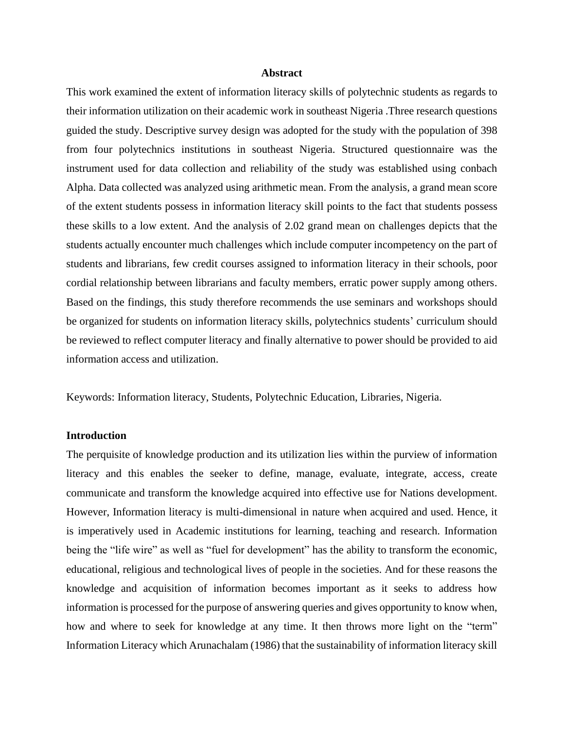**Abstract**

This work examined the extent of information literacy skills of polytechnic students as regards to their information utilization on their academic work in southeast Nigeria .Three research questions guided the study. Descriptive survey design was adopted for the study with the population of 398 from four polytechnics institutions in southeast Nigeria. Structured questionnaire was the instrument used for data collection and reliability of the study was established using conbach Alpha. Data collected was analyzed using arithmetic mean. From the analysis, a grand mean score of the extent students possess in information literacy skill points to the fact that students possess these skills to a low extent. And the analysis of 2.02 grand mean on challenges depicts that the students actually encounter much challenges which include computer incompetency on the part of students and librarians, few credit courses assigned to information literacy in their schools, poor cordial relationship between librarians and faculty members, erratic power supply among others. Based on the findings, this study therefore recommends the use seminars and workshops should be organized for students on information literacy skills, polytechnics students' curriculum should be reviewed to reflect computer literacy and finally alternative to power should be provided to aid information access and utilization.

Keywords: Information literacy, Students, Polytechnic Education, Libraries, Nigeria.

## Introduction

The perquisite of knowledge production and its utilization lies within the purview of information literacy and this enables the seeker to define, manage, evaluate, integrate, access, create communicate and transform the knowledge acquired into effective use for Nations development. However, Information literacy is multi-dimensional in nature when acquired and used. Hence, it is imperatively used in Academic institutions for learning, teaching and research. Information being the "life wire" as well as "fuel for development" has the ability to transform the economic, educational, religious and technological lives of people in the societies. And for these reasons the knowledge and acquisition of information becomes important as it seeks to address how information is processed for the purpose of answering queries and gives opportunity to know when, how and where to seek for knowledge at any time. It then throws more light on the "term" Information Literacy which Arunachalam (1986) that the sustainability of information literacy skill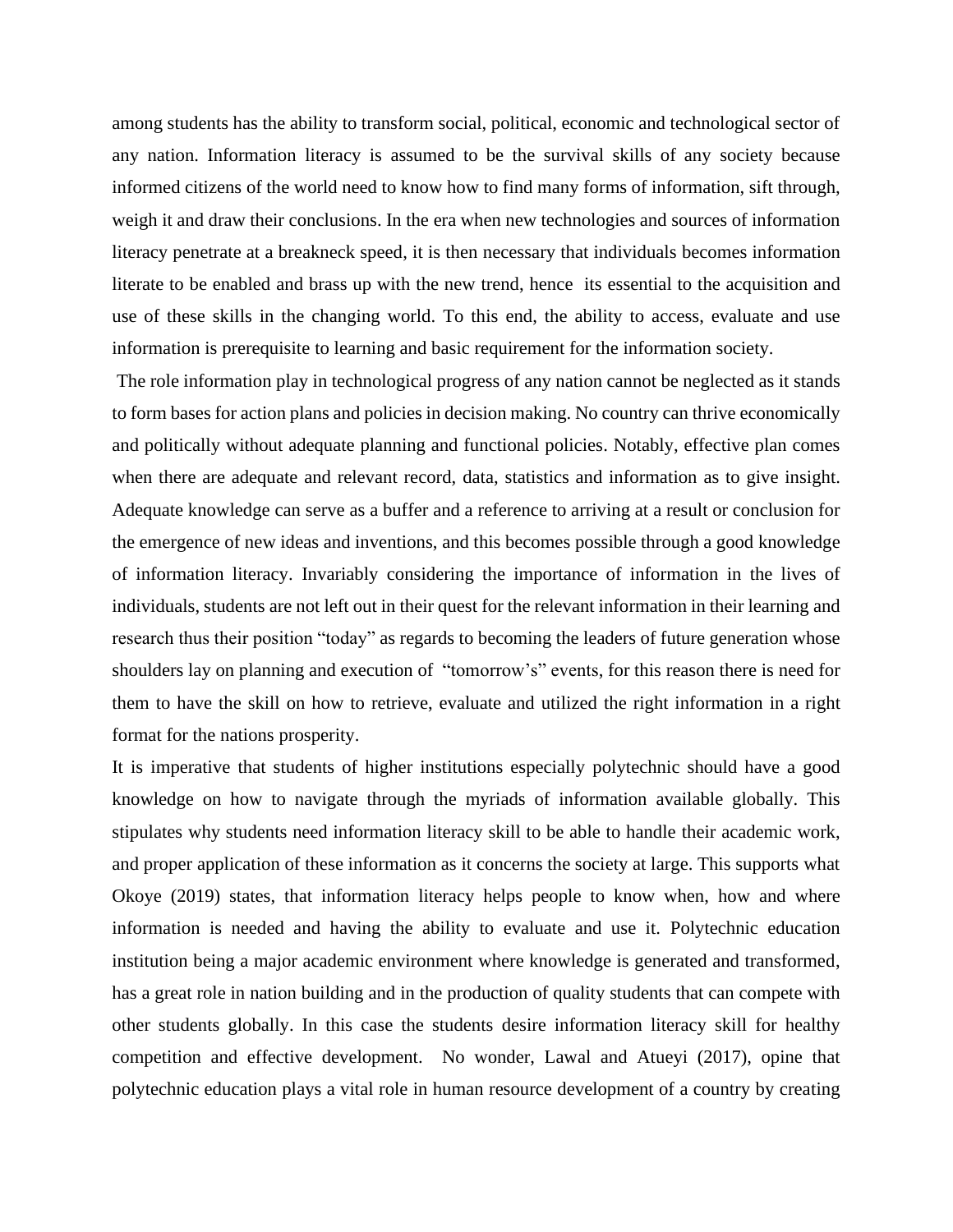among students has the ability to transform social, political, economic and technological sector of any nation. Information literacy is assumed to be the survival skills of any society because informed citizens of the world need to know how to find many forms of information, sift through, weigh it and draw their conclusions. In the era when new technologies and sources of information literacy penetrate at a breakneck speed, it is then necessary that individuals becomes information literate to be enabled and brass up with the new trend, hence its essential to the acquisition and use of these skills in the changing world. To this end, the ability to access, evaluate and use information is prerequisite to learning and basic requirement for the information society.

The role information play in technological progress of any nation cannot be neglected as it stands to form bases for action plans and policies in decision making. No country can thrive economically and politically without adequate planning and functional policies. Notably, effective plan comes when there are adequate and relevant record, data, statistics and information as to give insight. Adequate knowledge can serve as a buffer and a reference to arriving at a result or conclusion for the emergence of new ideas and inventions, and this becomes possible through a good knowledge of information literacy. Invariably considering the importance of information in the lives of individuals, students are not left out in their quest for the relevant information in their learning and research thus their position "today" as regards to becoming the leaders of future generation whose shoulders lay on planning and execution of "tomorrow's" events, for this reason there is need for them to have the skill on how to retrieve, evaluate and utilized the right information in a right format for the nations prosperity.

It is imperative that students of higher institutions especially polytechnic should have a good knowledge on how to navigate through the myriads of information available globally. This stipulates why students need information literacy skill to be able to handle their academic work, and proper application of these information as it concerns the society at large. This supports what Okoye (2019) states, that information literacy helps people to know when, how and where information is needed and having the ability to evaluate and use it. Polytechnic education institution being a major academic environment where knowledge is generated and transformed, has a great role in nation building and in the production of quality students that can compete with other students globally. In this case the students desire information literacy skill for healthy competition and effective development. No wonder, Lawal and Atueyi (2017), opine that polytechnic education plays a vital role in human resource development of a country by creating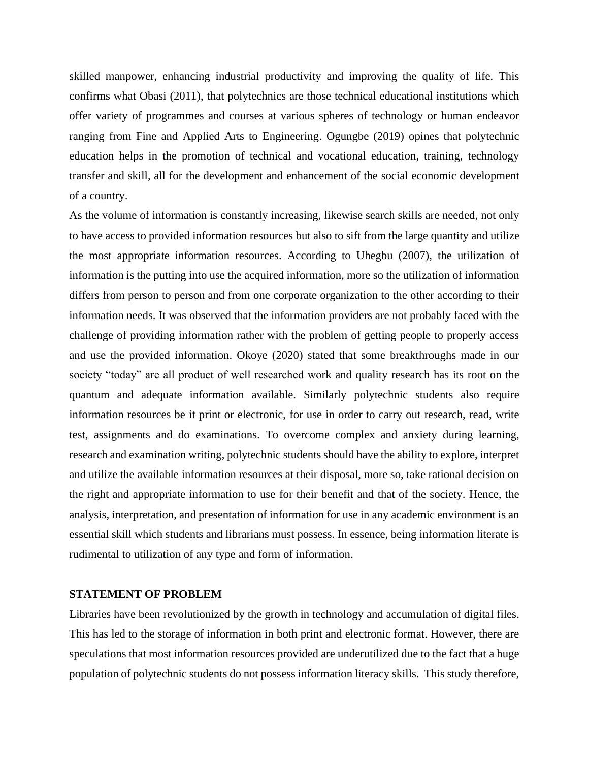skilled manpower, enhancing industrial productivity and improving the quality of life. This confirms what Obasi (2011), that polytechnics are those technical educational institutions which offer variety of programmes and courses at various spheres of technology or human endeavor ranging from Fine and Applied Arts to Engineering. Ogungbe (2019) opines that polytechnic education helps in the promotion of technical and vocational education, training, technology transfer and skill, all for the development and enhancement of the social economic development of a country.

As the volume of information is constantly increasing, likewise search skills are needed, not only to have access to provided information resources but also to sift from the large quantity and utilize the most appropriate information resources. According to Uhegbu (2007), the utilization of information is the putting into use the acquired information, more so the utilization of information differs from person to person and from one corporate organization to the other according to their information needs. It was observed that the information providers are not probably faced with the challenge of providing information rather with the problem of getting people to properly access and use the provided information. Okoye (2020) stated that some breakthroughs made in our society "today" are all product of well researched work and quality research has its root on the quantum and adequate information available. Similarly polytechnic students also require information resources be it print or electronic, for use in order to carry out research, read, write test, assignments and do examinations. To overcome complex and anxiety during learning, research and examination writing, polytechnic students should have the ability to explore, interpret and utilize the available information resources at their disposal, more so, take rational decision on the right and appropriate information to use for their benefit and that of the society. Hence, the analysis, interpretation, and presentation of information for use in any academic environment is an essential skill which students and librarians must possess. In essence, being information literate is rudimental to utilization of any type and form of information.

**STATEMENT OF PROBLEM**

Libraries have been revolutionized by the growth in technology and accumulation of digital files. This has led to the storage of information in both print and electronic format. However, there are speculations that most information resources provided are underutilized due to the fact that a huge population of polytechnic students do not possess information literacy skills. This study therefore,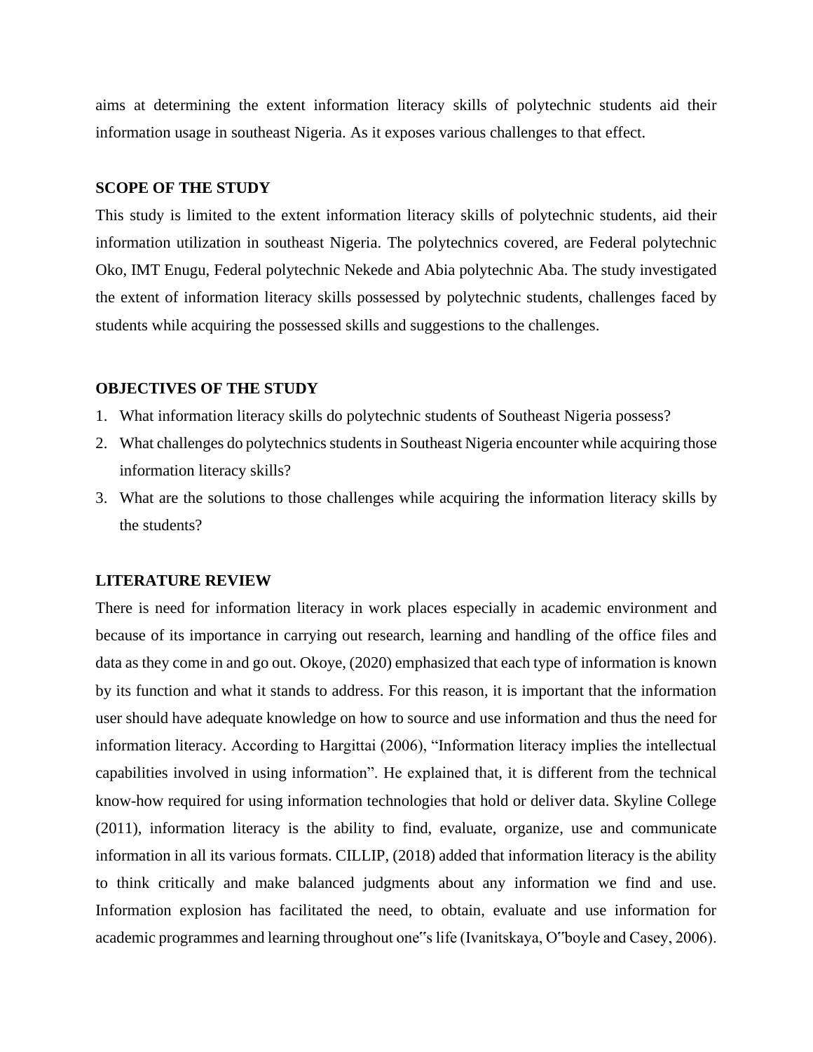aims at determining the extent information literacy skills of polytechnic students aid their information usage in southeast Nigeria. As it exposes various challenges to that effect.

## SCOPE OF THE STUDY

This study is limited to the extent information literacy skills of polytechnic students, aid their information utilization in southeast Nigeria. The polytechnics covered, are Federal polytechnic Oko, IMT Enugu, Federal polytechnic Nekede and Abia polytechnic Aba. The study investigated the extent of information literacy skills possessed by polytechnic students, challenges faced by students while acquiring the possessed skills and suggestions to the challenges.

## OBJECTIVES OF THE STUDY

1. What information literacy skills do polytechnic students of Southeast Nigeria possess?
2. What challenges do polytechnics students in Southeast Nigeria encounter while acquiring those information literacy skills?
3. What are the solutions to those challenges while acquiring the information literacy skills by the students?

## LITERATURE REVIEW

There is need for information literacy in work places especially in academic environment and because of its importance in carrying out research, learning and handling of the office files and data as they come in and go out. Okoye, (2020) emphasized that each type of information is known by its function and what it stands to address. For this reason, it is important that the information user should have adequate knowledge on how to source and use information and thus the need for information literacy. According to Hargittai (2006), "Information literacy implies the intellectual capabilities involved in using information". He explained that, it is different from the technical know-how required for using information technologies that hold or deliver data. Skyline College (2011), information literacy is the ability to find, evaluate, organize, use and communicate information in all its various formats. CILLIP, (2018) added that information literacy is the ability to think critically and make balanced judgments about any information we find and use. Information explosion has facilitated the need, to obtain, evaluate and use information for academic programmes and learning throughout one"s life (Ivanitskaya, O"boyle and Casey, 2006).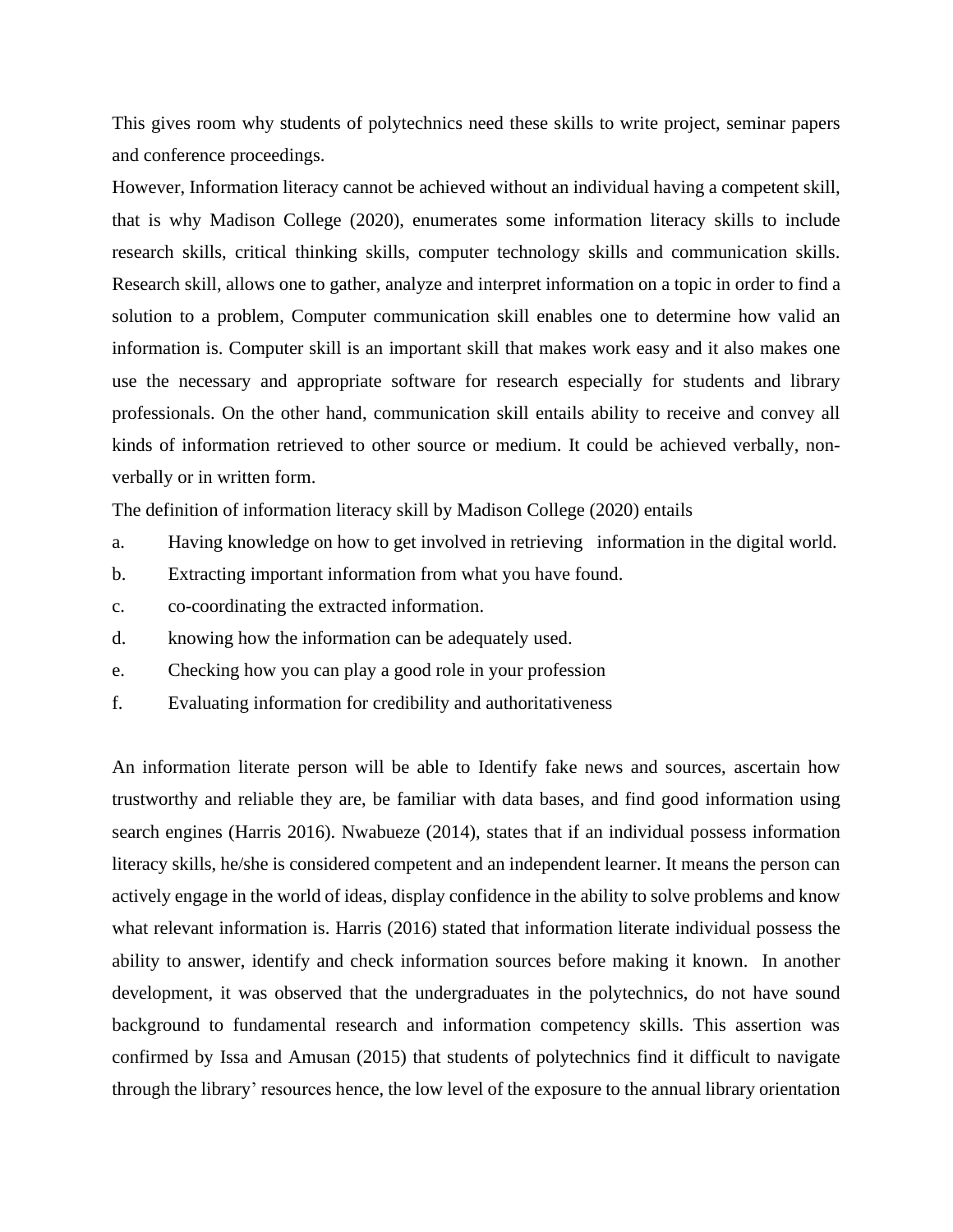This gives room why students of polytechnics need these skills to write project, seminar papers and conference proceedings.

However, Information literacy cannot be achieved without an individual having a competent skill, that is why Madison College (2020), enumerates some information literacy skills to include research skills, critical thinking skills, computer technology skills and communication skills. Research skill, allows one to gather, analyze and interpret information on a topic in order to find a solution to a problem, Computer communication skill enables one to determine how valid an information is. Computer skill is an important skill that makes work easy and it also makes one use the necessary and appropriate software for research especially for students and library professionals. On the other hand, communication skill entails ability to receive and convey all kinds of information retrieved to other source or medium. It could be achieved verbally, non-verbally or in written form.

The definition of information literacy skill by Madison College (2020) entails

a. Having knowledge on how to get involved in retrieving information in the digital world.
b. Extracting important information from what you have found.
c. co-coordinating the extracted information.
d. knowing how the information can be adequately used.
e. Checking how you can play a good role in your profession
f. Evaluating information for credibility and authoritativeness

An information literate person will be able to Identify fake news and sources, ascertain how trustworthy and reliable they are, be familiar with data bases, and find good information using search engines (Harris 2016). Nwabueze (2014), states that if an individual possess information literacy skills, he/she is considered competent and an independent learner. It means the person can actively engage in the world of ideas, display confidence in the ability to solve problems and know what relevant information is. Harris (2016) stated that information literate individual possess the ability to answer, identify and check information sources before making it known. In another development, it was observed that the undergraduates in the polytechnics, do not have sound background to fundamental research and information competency skills. This assertion was confirmed by Issa and Amusan (2015) that students of polytechnics find it difficult to navigate through the library' resources hence, the low level of the exposure to the annual library orientation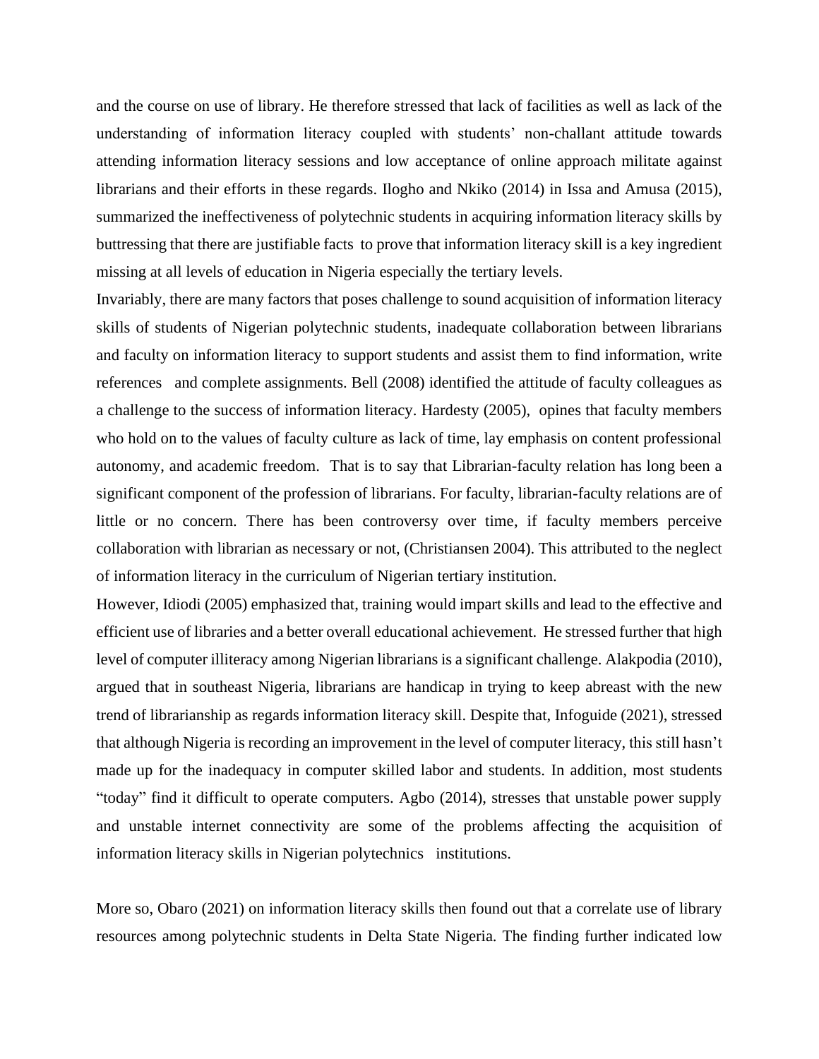and the course on use of library. He therefore stressed that lack of facilities as well as lack of the understanding of information literacy coupled with students' non-challant attitude towards attending information literacy sessions and low acceptance of online approach militate against librarians and their efforts in these regards. Ilogho and Nkiko (2014) in Issa and Amusa (2015), summarized the ineffectiveness of polytechnic students in acquiring information literacy skills by buttressing that there are justifiable facts to prove that information literacy skill is a key ingredient missing at all levels of education in Nigeria especially the tertiary levels.

Invariably, there are many factors that poses challenge to sound acquisition of information literacy skills of students of Nigerian polytechnic students, inadequate collaboration between librarians and faculty on information literacy to support students and assist them to find information, write references and complete assignments. Bell (2008) identified the attitude of faculty colleagues as a challenge to the success of information literacy. Hardesty (2005), opines that faculty members who hold on to the values of faculty culture as lack of time, lay emphasis on content professional autonomy, and academic freedom. That is to say that Librarian-faculty relation has long been a significant component of the profession of librarians. For faculty, librarian-faculty relations are of little or no concern. There has been controversy over time, if faculty members perceive collaboration with librarian as necessary or not, (Christiansen 2004). This attributed to the neglect of information literacy in the curriculum of Nigerian tertiary institution.

However, Idiodi (2005) emphasized that, training would impart skills and lead to the effective and efficient use of libraries and a better overall educational achievement. He stressed further that high level of computer illiteracy among Nigerian librarians is a significant challenge. Alakpodia (2010), argued that in southeast Nigeria, librarians are handicap in trying to keep abreast with the new trend of librarianship as regards information literacy skill. Despite that, Infoguide (2021), stressed that although Nigeria is recording an improvement in the level of computer literacy, this still hasn't made up for the inadequacy in computer skilled labor and students. In addition, most students "today" find it difficult to operate computers. Agbo (2014), stresses that unstable power supply and unstable internet connectivity are some of the problems affecting the acquisition of information literacy skills in Nigerian polytechnics institutions.

More so, Obaro (2021) on information literacy skills then found out that a correlate use of library resources among polytechnic students in Delta State Nigeria. The finding further indicated low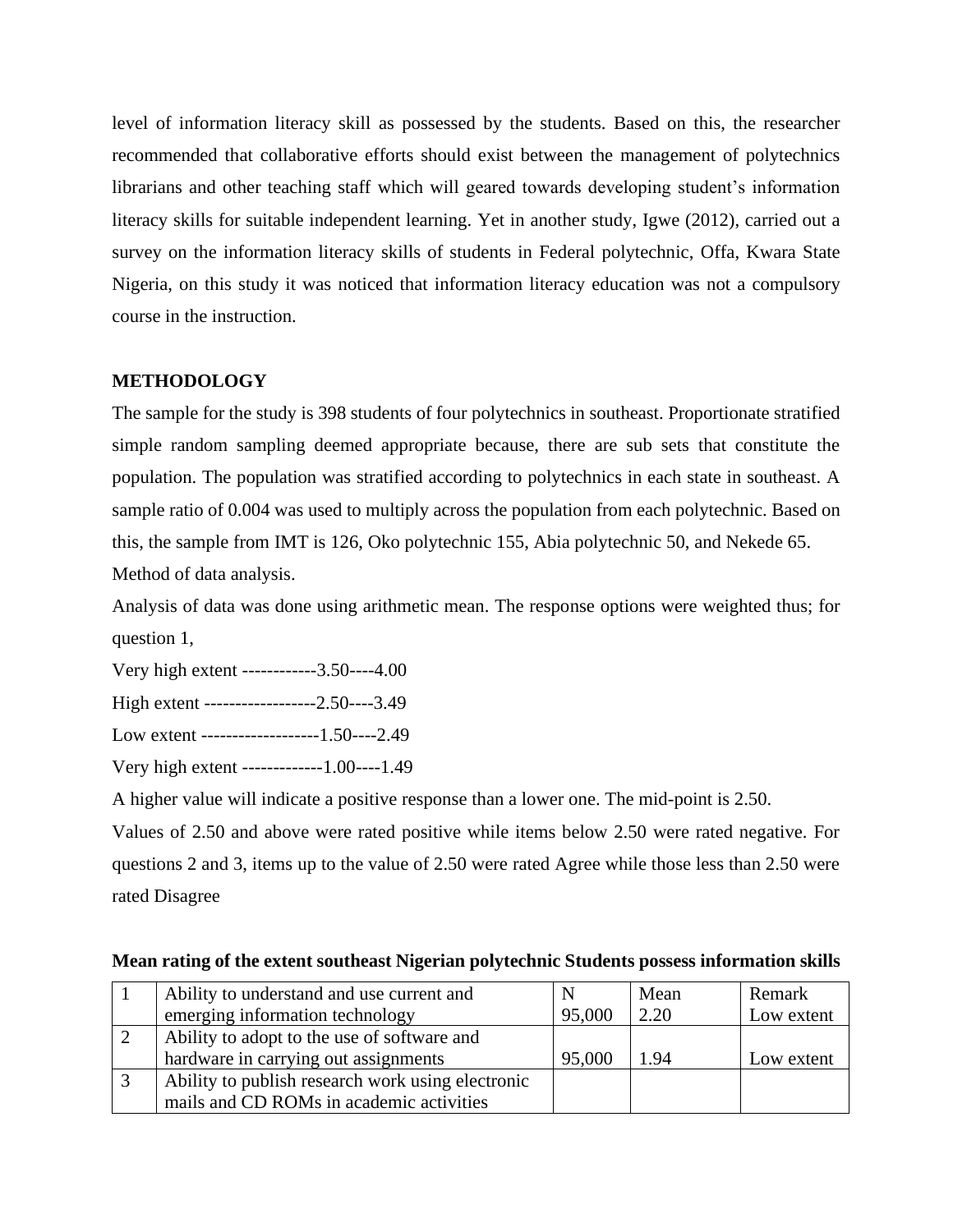level of information literacy skill as possessed by the students. Based on this, the researcher recommended that collaborative efforts should exist between the management of polytechnics librarians and other teaching staff which will geared towards developing student's information literacy skills for suitable independent learning. Yet in another study, Igwe (2012), carried out a survey on the information literacy skills of students in Federal polytechnic, Offa, Kwara State Nigeria, on this study it was noticed that information literacy education was not a compulsory course in the instruction.

## METHODOLOGY

The sample for the study is 398 students of four polytechnics in southeast. Proportionate stratified simple random sampling deemed appropriate because, there are sub sets that constitute the population. The population was stratified according to polytechnics in each state in southeast. A sample ratio of 0.004 was used to multiply across the population from each polytechnic. Based on this, the sample from IMT is 126, Oko polytechnic 155, Abia polytechnic 50, and Nekede 65.

Method of data analysis.

Analysis of data was done using arithmetic mean. The response options were weighted thus; for question 1,

Very high extent ------------3.50----4.00

High extent ------------------2.50----3.49

Low extent -------------------1.50----2.49

Very high extent -------------1.00----1.49

A higher value will indicate a positive response than a lower one. The mid-point is 2.50.

Values of 2.50 and above were rated positive while items below 2.50 were rated negative. For questions 2 and 3, items up to the value of 2.50 were rated Agree while those less than 2.50 were rated Disagree

**Mean rating of the extent southeast Nigerian polytechnic Students possess information skills**

| | | N | Mean | Remark |
|---|---|---|---|---|
| 1 | Ability to understand and use current and emerging information technology | 95,000 | 2.20 | Low extent |
| 2 | Ability to adopt to the use of software and hardware in carrying out assignments | 95,000 | 1.94 | Low extent |
| 3 | Ability to publish research work using electronic mails and CD ROMs in academic activities | | | |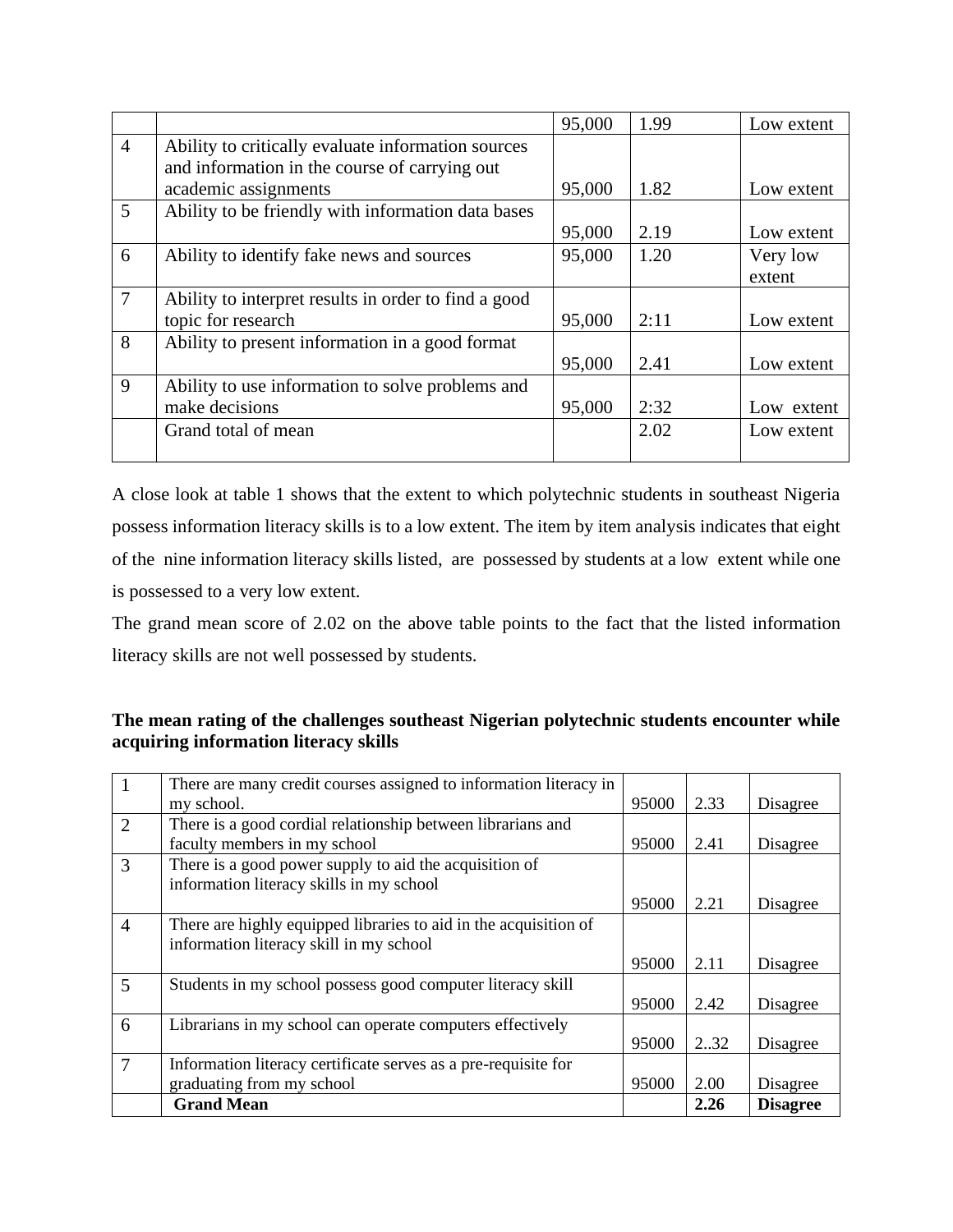|  |  | 95,000 | 1.99 | Low extent |
|---|---|---|---|---|
| 4 | Ability to critically evaluate information sources and information in the course of carrying out academic assignments | 95,000 | 1.82 | Low extent |
| 5 | Ability to be friendly with information data bases | 95,000 | 2.19 | Low extent |
| 6 | Ability to identify fake news and sources | 95,000 | 1.20 | Very low extent |
| 7 | Ability to interpret results in order to find a good topic for research | 95,000 | 2:11 | Low extent |
| 8 | Ability to present information in a good format | 95,000 | 2.41 | Low extent |
| 9 | Ability to use information to solve problems and make decisions | 95,000 | 2:32 | Low extent |
|  | Grand total of mean |  | 2.02 | Low extent |

A close look at table 1 shows that the extent to which polytechnic students in southeast Nigeria possess information literacy skills is to a low extent. The item by item analysis indicates that eight of the nine information literacy skills listed, are possessed by students at a low extent while one is possessed to a very low extent.

The grand mean score of 2.02 on the above table points to the fact that the listed information literacy skills are not well possessed by students.

**The mean rating of the challenges southeast Nigerian polytechnic students encounter while acquiring information literacy skills**

| 1 | There are many credit courses assigned to information literacy in my school. | 95000 | 2.33 | Disagree |
|---|---|---|---|---|
| 2 | There is a good cordial relationship between librarians and faculty members in my school | 95000 | 2.41 | Disagree |
| 3 | There is a good power supply to aid the acquisition of information literacy skills in my school | 95000 | 2.21 | Disagree |
| 4 | There are highly equipped libraries to aid in the acquisition of information literacy skill in my school | 95000 | 2.11 | Disagree |
| 5 | Students in my school possess good computer literacy skill | 95000 | 2.42 | Disagree |
| 6 | Librarians in my school can operate computers effectively | 95000 | 2..32 | Disagree |
| 7 | Information literacy certificate serves as a pre-requisite for graduating from my school | 95000 | 2.00 | Disagree |
|  | **Grand Mean** |  | **2.26** | **Disagree** |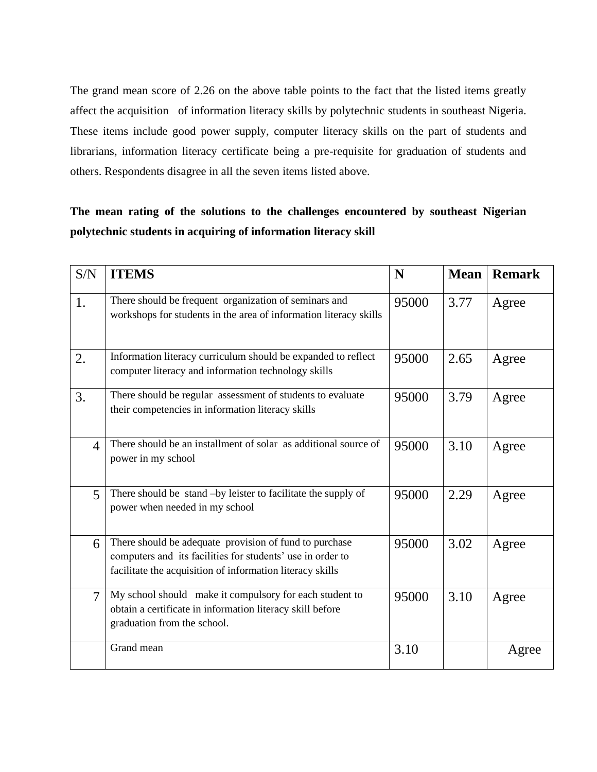The grand mean score of 2.26 on the above table points to the fact that the listed items greatly affect the acquisition of information literacy skills by polytechnic students in southeast Nigeria. These items include good power supply, computer literacy skills on the part of students and librarians, information literacy certificate being a pre-requisite for graduation of students and others. Respondents disagree in all the seven items listed above.

**The mean rating of the solutions to the challenges encountered by southeast Nigerian polytechnic students in acquiring of information literacy skill**

| S/N | **ITEMS** | **N** | **Mean** | **Remark** |
|---|---|---|---|---|
| 1. | There should be frequent organization of seminars and workshops for students in the area of information literacy skills | 95000 | 3.77 | Agree |
| 2. | Information literacy curriculum should be expanded to reflect computer literacy and information technology skills | 95000 | 2.65 | Agree |
| 3. | There should be regular assessment of students to evaluate their competencies in information literacy skills | 95000 | 3.79 | Agree |
| 4 | There should be an installment of solar as additional source of power in my school | 95000 | 3.10 | Agree |
| 5 | There should be stand –by leister to facilitate the supply of power when needed in my school | 95000 | 2.29 | Agree |
| 6 | There should be adequate provision of fund to purchase computers and its facilities for students' use in order to facilitate the acquisition of information literacy skills | 95000 | 3.02 | Agree |
| 7 | My school should make it compulsory for each student to obtain a certificate in information literacy skill before graduation from the school. | 95000 | 3.10 | Agree |
| | Grand mean | 3.10 | | Agree |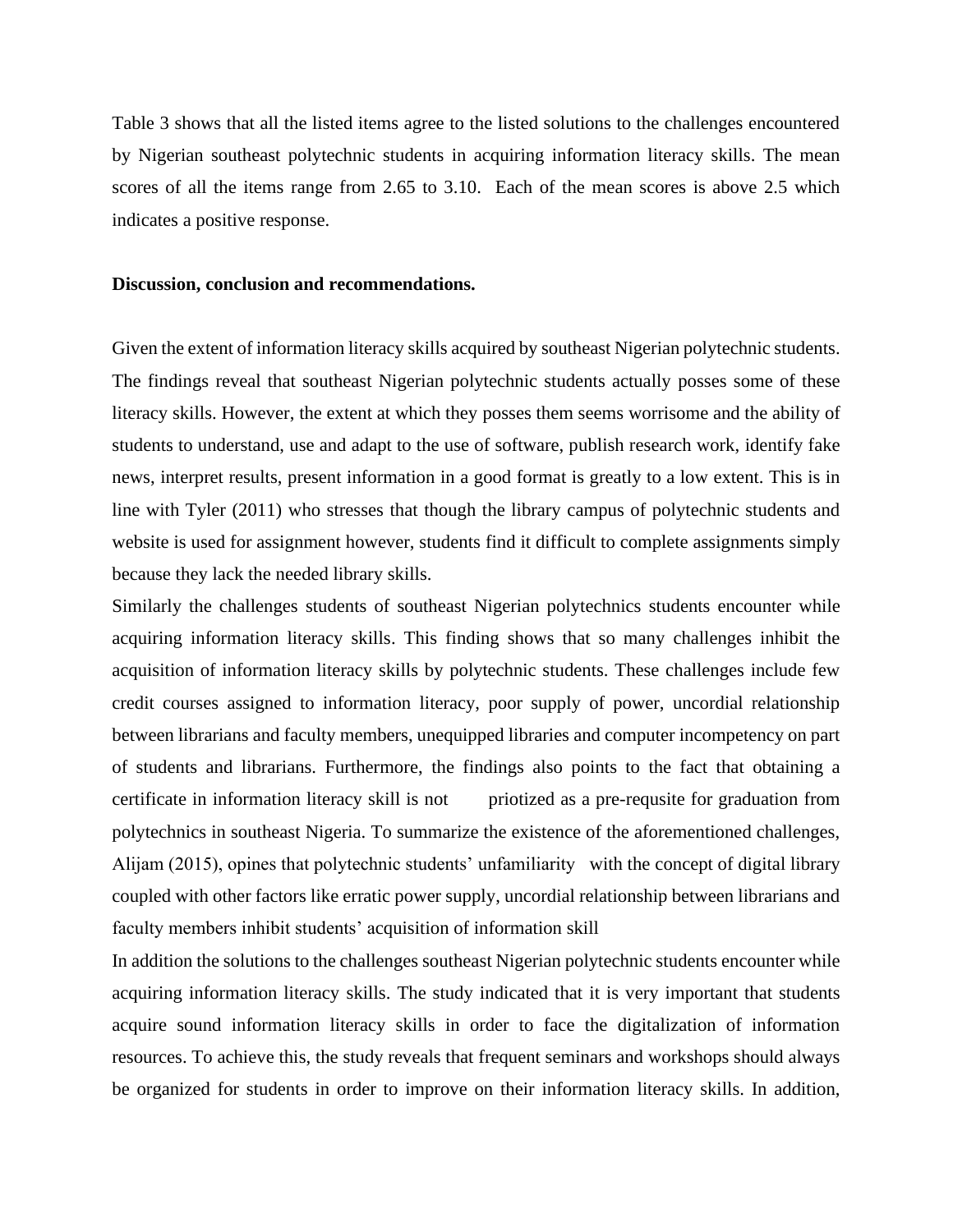Table 3 shows that all the listed items agree to the listed solutions to the challenges encountered by Nigerian southeast polytechnic students in acquiring information literacy skills. The mean scores of all the items range from 2.65 to 3.10. Each of the mean scores is above 2.5 which indicates a positive response.

**Discussion, conclusion and recommendations.**

Given the extent of information literacy skills acquired by southeast Nigerian polytechnic students. The findings reveal that southeast Nigerian polytechnic students actually posses some of these literacy skills. However, the extent at which they posses them seems worrisome and the ability of students to understand, use and adapt to the use of software, publish research work, identify fake news, interpret results, present information in a good format is greatly to a low extent. This is in line with Tyler (2011) who stresses that though the library campus of polytechnic students and website is used for assignment however, students find it difficult to complete assignments simply because they lack the needed library skills.

Similarly the challenges students of southeast Nigerian polytechnics students encounter while acquiring information literacy skills. This finding shows that so many challenges inhibit the acquisition of information literacy skills by polytechnic students. These challenges include few credit courses assigned to information literacy, poor supply of power, uncordial relationship between librarians and faculty members, unequipped libraries and computer incompetency on part of students and librarians. Furthermore, the findings also points to the fact that obtaining a certificate in information literacy skill is not priotized as a pre-requsite for graduation from polytechnics in southeast Nigeria. To summarize the existence of the aforementioned challenges, Alijam (2015), opines that polytechnic students' unfamiliarity with the concept of digital library coupled with other factors like erratic power supply, uncordial relationship between librarians and faculty members inhibit students' acquisition of information skill

In addition the solutions to the challenges southeast Nigerian polytechnic students encounter while acquiring information literacy skills. The study indicated that it is very important that students acquire sound information literacy skills in order to face the digitalization of information resources. To achieve this, the study reveals that frequent seminars and workshops should always be organized for students in order to improve on their information literacy skills. In addition,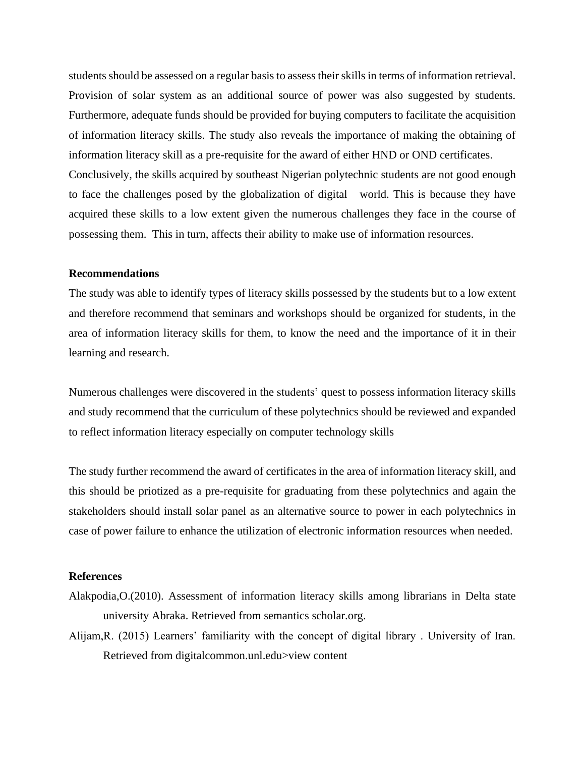students should be assessed on a regular basis to assess their skills in terms of information retrieval. Provision of solar system as an additional source of power was also suggested by students. Furthermore, adequate funds should be provided for buying computers to facilitate the acquisition of information literacy skills. The study also reveals the importance of making the obtaining of information literacy skill as a pre-requisite for the award of either HND or OND certificates.

Conclusively, the skills acquired by southeast Nigerian polytechnic students are not good enough to face the challenges posed by the globalization of digital world. This is because they have acquired these skills to a low extent given the numerous challenges they face in the course of possessing them. This in turn, affects their ability to make use of information resources.

**Recommendations**

The study was able to identify types of literacy skills possessed by the students but to a low extent and therefore recommend that seminars and workshops should be organized for students, in the area of information literacy skills for them, to know the need and the importance of it in their learning and research.

Numerous challenges were discovered in the students' quest to possess information literacy skills and study recommend that the curriculum of these polytechnics should be reviewed and expanded to reflect information literacy especially on computer technology skills

The study further recommend the award of certificates in the area of information literacy skill, and this should be priotized as a pre-requisite for graduating from these polytechnics and again the stakeholders should install solar panel as an alternative source to power in each polytechnics in case of power failure to enhance the utilization of electronic information resources when needed.

**References**

Alakpodia,O.(2010). Assessment of information literacy skills among librarians in Delta state university Abraka. Retrieved from semantics scholar.org.

Alijam,R. (2015) Learners' familiarity with the concept of digital library . University of Iran. Retrieved from digitalcommon.unl.edu>view content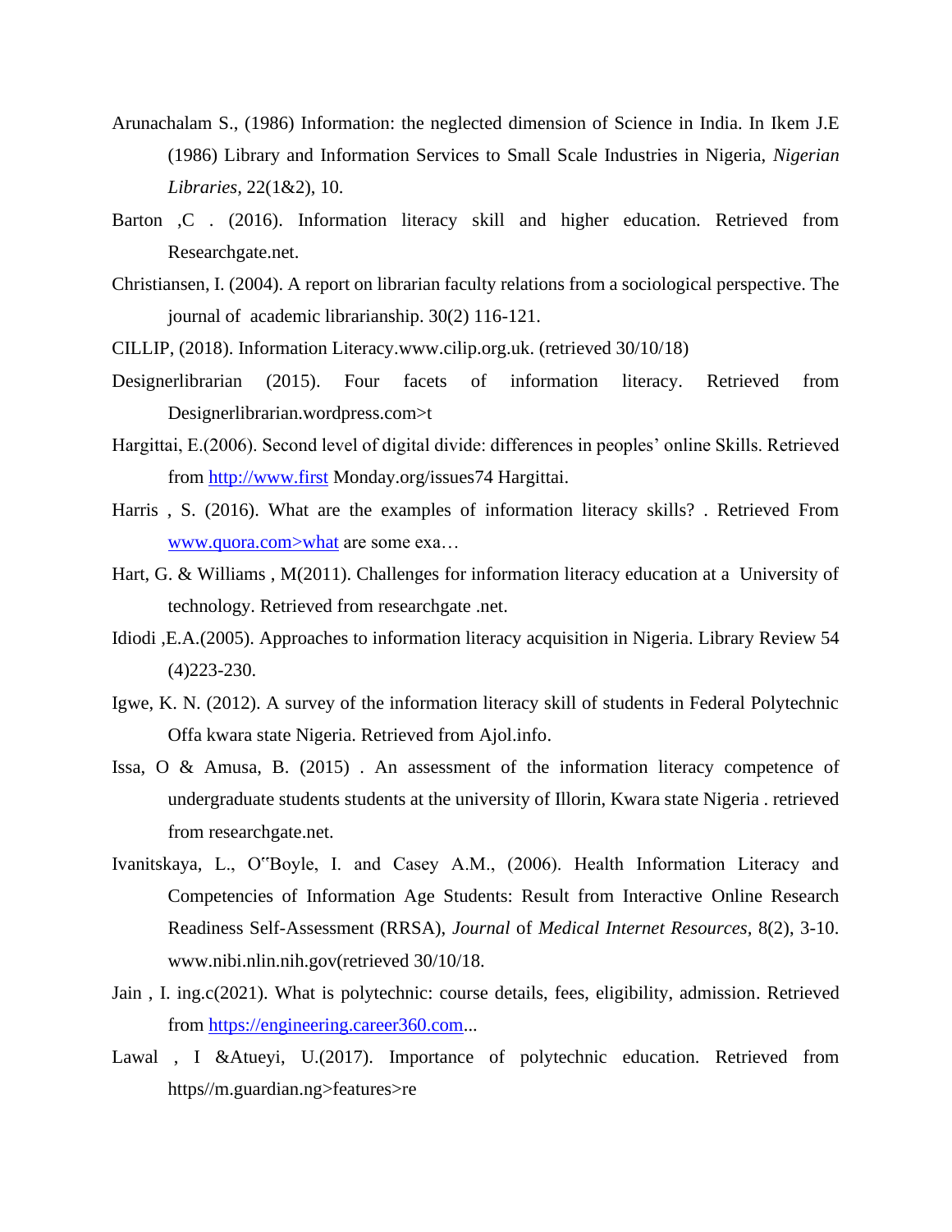Arunachalam S., (1986) Information: the neglected dimension of Science in India. In Ikem J.E (1986) Library and Information Services to Small Scale Industries in Nigeria, *Nigerian Libraries*, 22(1&2), 10.

Barton ,C . (2016). Information literacy skill and higher education. Retrieved from Researchgate.net.

Christiansen, I. (2004). A report on librarian faculty relations from a sociological perspective. The journal of academic librarianship. 30(2) 116-121.

CILLIP, (2018). Information Literacy.www.cilip.org.uk. (retrieved 30/10/18)

Designerlibrarian (2015). Four facets of information literacy. Retrieved from Designerlibrarian.wordpress.com>t

Hargittai, E.(2006). Second level of digital divide: differences in peoples' online Skills. Retrieved from http://www.first Monday.org/issues74 Hargittai.

Harris , S. (2016). What are the examples of information literacy skills? . Retrieved From www.quora.com>what are some exa…

Hart, G. & Williams , M(2011). Challenges for information literacy education at a University of technology. Retrieved from researchgate .net.

Idiodi ,E.A.(2005). Approaches to information literacy acquisition in Nigeria. Library Review 54 (4)223-230.

Igwe, K. N. (2012). A survey of the information literacy skill of students in Federal Polytechnic Offa kwara state Nigeria. Retrieved from Ajol.info.

Issa, O & Amusa, B. (2015) . An assessment of the information literacy competence of undergraduate students students at the university of Illorin, Kwara state Nigeria . retrieved from researchgate.net.

Ivanitskaya, L., O‟Boyle, I. and Casey A.M., (2006). Health Information Literacy and Competencies of Information Age Students: Result from Interactive Online Research Readiness Self-Assessment (RRSA), *Journal* of *Medical Internet Resources,* 8(2), 3-10. www.nibi.nlin.nih.gov(retrieved 30/10/18.

Jain , I. ing.c(2021). What is polytechnic: course details, fees, eligibility, admission. Retrieved from https://engineering.career360.com...

Lawal , I &Atueyi, U.(2017). Importance of polytechnic education. Retrieved from https//m.guardian.ng>features>re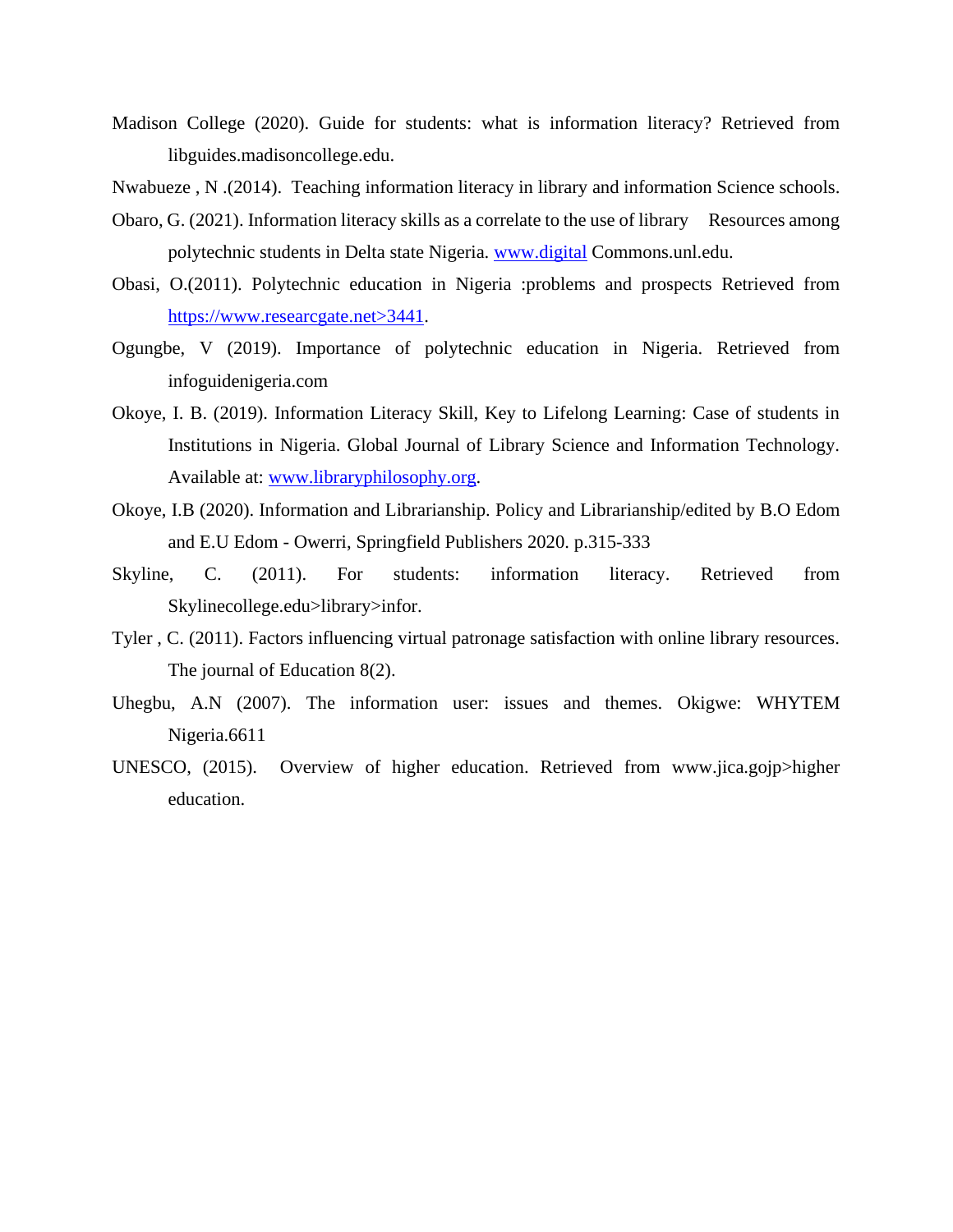Madison College (2020). Guide for students: what is information literacy? Retrieved from libguides.madisoncollege.edu.

Nwabueze , N .(2014). Teaching information literacy in library and information Science schools.

Obaro, G. (2021). Information literacy skills as a correlate to the use of library Resources among polytechnic students in Delta state Nigeria. www.digital Commons.unl.edu.

Obasi, O.(2011). Polytechnic education in Nigeria :problems and prospects Retrieved from https://www.researcgate.net>3441.

Ogungbe, V (2019). Importance of polytechnic education in Nigeria. Retrieved from infoguidenigeria.com

Okoye, I. B. (2019). Information Literacy Skill, Key to Lifelong Learning: Case of students in Institutions in Nigeria. Global Journal of Library Science and Information Technology. Available at: www.libraryphilosophy.org.

Okoye, I.B (2020). Information and Librarianship. Policy and Librarianship/edited by B.O Edom and E.U Edom - Owerri, Springfield Publishers 2020. p.315-333

Skyline, C. (2011). For students: information literacy. Retrieved from Skylinecollege.edu>library>infor.

Tyler , C. (2011). Factors influencing virtual patronage satisfaction with online library resources. The journal of Education 8(2).

Uhegbu, A.N (2007). The information user: issues and themes. Okigwe: WHYTEM Nigeria.6611

UNESCO, (2015). Overview of higher education. Retrieved from www.jica.gojp>higher education.